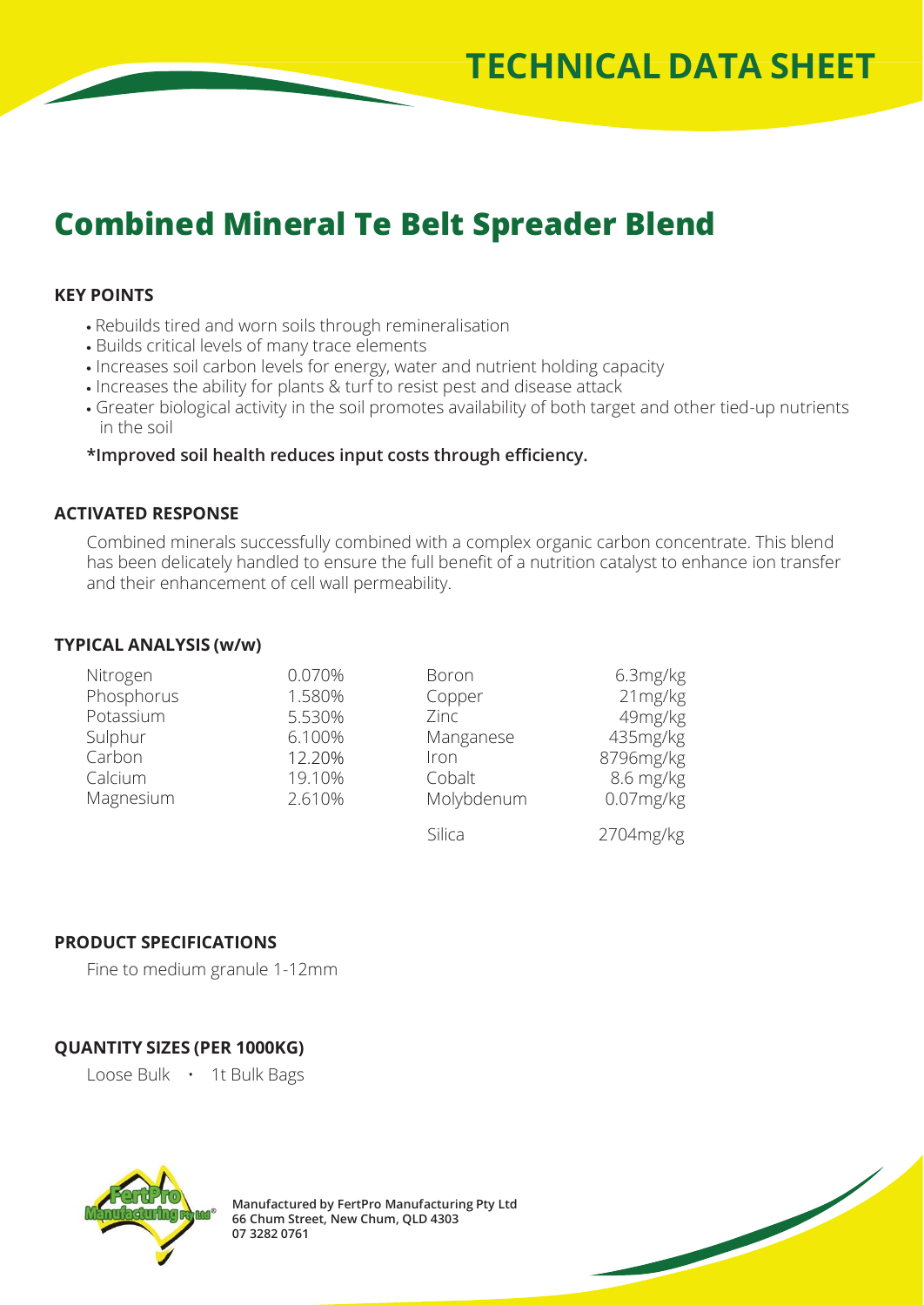# TECHNICAL DATA SHEET

## Combined Mineral Te Belt Spreader Blend

### KEY POINTS

- Rebuilds tired and worn soils through remineralisation
- Builds critical levels of many trace elements
- Increases soil carbon levels for energy, water and nutrient holding capacity
- Increases the ability for plants & turf to resist pest and disease attack
- Greater biological activity in the soil promotes availability of both target and other tied-up nutrients in the soil

**\*Improved soil health reduces input costs through efficiency.**

### ACTIVATED RESPONSE

Combined minerals successfully combined with a complex organic carbon concentrate. This blend has been delicately handled to ensure the full benefit of a nutrition catalyst to enhance ion transfer and their enhancement of cell wall permeability.

### TYPICAL ANALYSIS (w/w)

| | | | |
|---|---|---|---|
| Nitrogen | 0.070% | Boron | 6.3mg/kg |
| Phosphorus | 1.580% | Copper | 21mg/kg |
| Potassium | 5.530% | Zinc | 49mg/kg |
| Sulphur | 6.100% | Manganese | 435mg/kg |
| Carbon | 12.20% | Iron | 8796mg/kg |
| Calcium | 19.10% | Cobalt | 8.6 mg/kg |
| Magnesium | 2.610% | Molybdenum | 0.07mg/kg |
| | | Silica | 2704mg/kg |

### PRODUCT SPECIFICATIONS

Fine to medium granule 1-12mm

### QUANTITY SIZES (PER 1000KG)

Loose Bulk • 1t Bulk Bags

**Manufactured by FertPro Manufacturing Pty Ltd**
**66 Chum Street, New Chum, QLD 4303**
**07 3282 0761**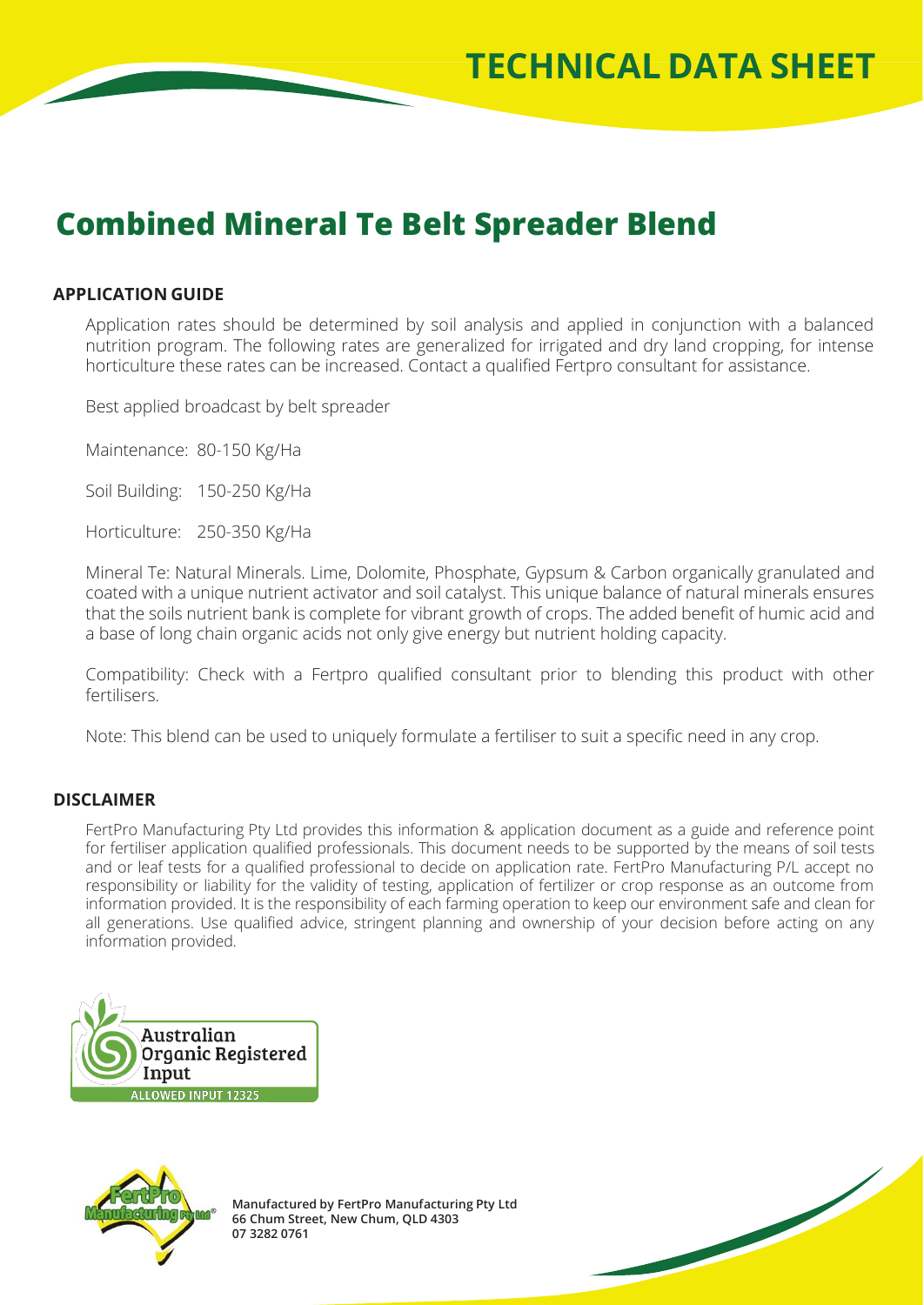# TECHNICAL DATA SHEET

## Combined Mineral Te Belt Spreader Blend

### APPLICATION GUIDE

Application rates should be determined by soil analysis and applied in conjunction with a balanced nutrition program. The following rates are generalized for irrigated and dry land cropping, for intense horticulture these rates can be increased. Contact a qualified Fertpro consultant for assistance.

Best applied broadcast by belt spreader

Maintenance: 80-150 Kg/Ha

Soil Building: 150-250 Kg/Ha

Horticulture: 250-350 Kg/Ha

Mineral Te: Natural Minerals. Lime, Dolomite, Phosphate, Gypsum & Carbon organically granulated and coated with a unique nutrient activator and soil catalyst. This unique balance of natural minerals ensures that the soils nutrient bank is complete for vibrant growth of crops. The added benefit of humic acid and a base of long chain organic acids not only give energy but nutrient holding capacity.

Compatibility: Check with a Fertpro qualified consultant prior to blending this product with other fertilisers.

Note: This blend can be used to uniquely formulate a fertiliser to suit a specific need in any crop.

### DISCLAIMER

FertPro Manufacturing Pty Ltd provides this information & application document as a guide and reference point for fertiliser application qualified professionals. This document needs to be supported by the means of soil tests and or leaf tests for a qualified professional to decide on application rate. FertPro Manufacturing P/L accept no responsibility or liability for the validity of testing, application of fertilizer or crop response as an outcome from information provided. It is the responsibility of each farming operation to keep our environment safe and clean for all generations. Use qualified advice, stringent planning and ownership of your decision before acting on any information provided.

Australian Organic Registered Input
ALLOWED INPUT 12325

**Manufactured by FertPro Manufacturing Pty Ltd**
**66 Chum Street, New Chum, QLD 4303**
**07 3282 0761**